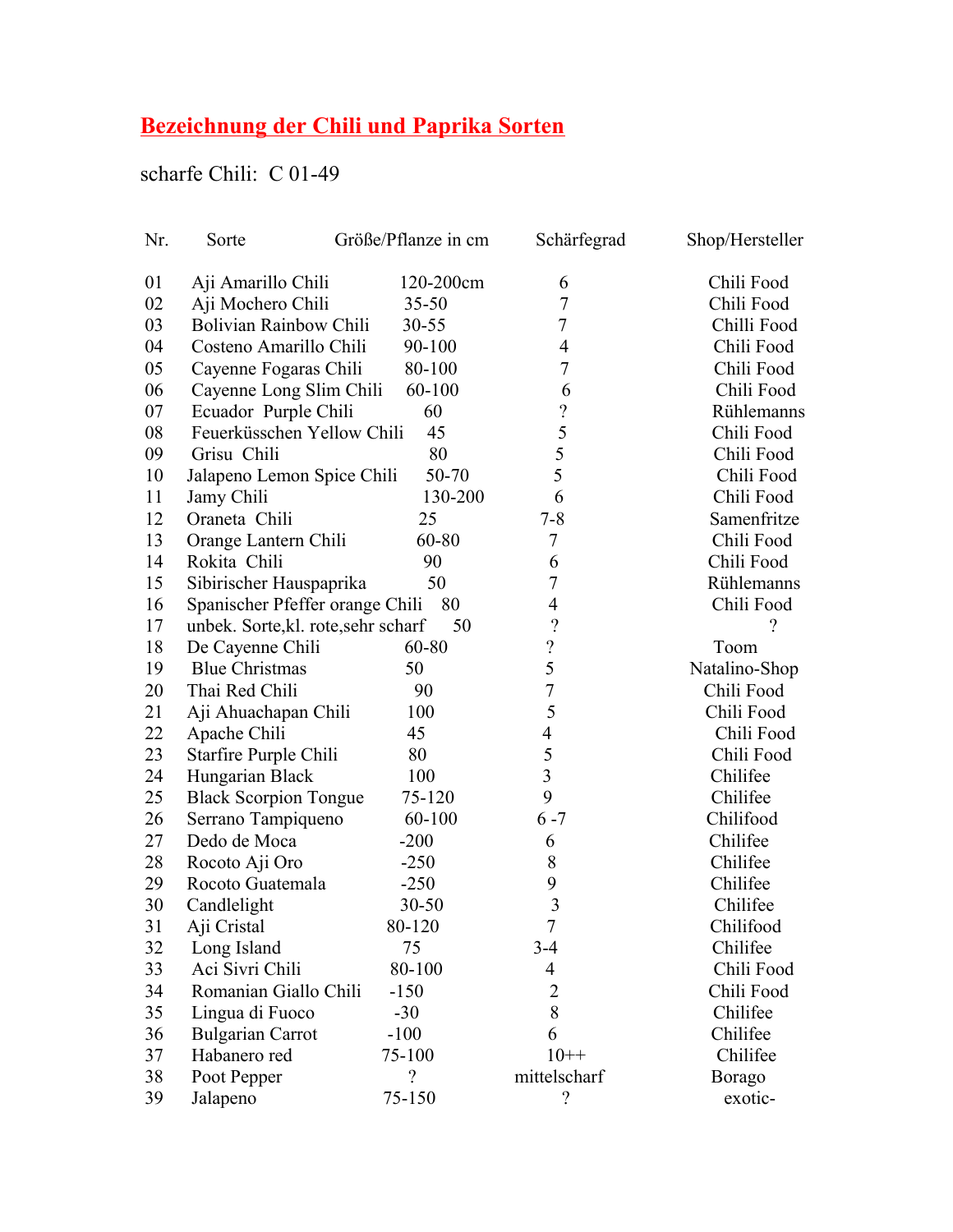# Bezeichnung der Chili und Paprika Sorten

scharfe Chili: C 01-49

| Nr. | Sorte | Größe/Pflanze in cm | Schärfegrad | Shop/Hersteller |
|---|---|---|---|---|
| 01 | Aji Amarillo Chili | 120-200cm | 6 | Chili Food |
| 02 | Aji Mochero Chili | 35-50 | 7 | Chili Food |
| 03 | Bolivian Rainbow Chili | 30-55 | 7 | Chilli Food |
| 04 | Costeno Amarillo Chili | 90-100 | 4 | Chili Food |
| 05 | Cayenne Fogaras Chili | 80-100 | 7 | Chili Food |
| 06 | Cayenne Long Slim Chili | 60-100 | 6 | Chili Food |
| 07 | Ecuador Purple Chili | 60 | ? | Rühlemanns |
| 08 | Feuerküsschen Yellow Chili | 45 | 5 | Chili Food |
| 09 | Grisu Chili | 80 | 5 | Chili Food |
| 10 | Jalapeno Lemon Spice Chili | 50-70 | 5 | Chili Food |
| 11 | Jamy Chili | 130-200 | 6 | Chili Food |
| 12 | Oraneta Chili | 25 | 7-8 | Samenfritze |
| 13 | Orange Lantern Chili | 60-80 | 7 | Chili Food |
| 14 | Rokita Chili | 90 | 6 | Chili Food |
| 15 | Sibirischer Hauspaprika | 50 | 7 | Rühlemanns |
| 16 | Spanischer Pfeffer orange Chili | 80 | 4 | Chili Food |
| 17 | unbek. Sorte,kl. rote,sehr scharf | 50 | ? | ? |
| 18 | De Cayenne Chili | 60-80 | ? | Toom |
| 19 | Blue Christmas | 50 | 5 | Natalino-Shop |
| 20 | Thai Red Chili | 90 | 7 | Chili Food |
| 21 | Aji Ahuachapan Chili | 100 | 5 | Chili Food |
| 22 | Apache Chili | 45 | 4 | Chili Food |
| 23 | Starfire Purple Chili | 80 | 5 | Chili Food |
| 24 | Hungarian Black | 100 | 3 | Chilifee |
| 25 | Black Scorpion Tongue | 75-120 | 9 | Chilifee |
| 26 | Serrano Tampiqueno | 60-100 | 6 -7 | Chilifood |
| 27 | Dedo de Moca | -200 | 6 | Chilifee |
| 28 | Rocoto Aji Oro | -250 | 8 | Chilifee |
| 29 | Rocoto Guatemala | -250 | 9 | Chilifee |
| 30 | Candlelight | 30-50 | 3 | Chilifee |
| 31 | Aji Cristal | 80-120 | 7 | Chilifood |
| 32 | Long Island | 75 | 3-4 | Chilifee |
| 33 | Aci Sivri Chili | 80-100 | 4 | Chili Food |
| 34 | Romanian Giallo Chili | -150 | 2 | Chili Food |
| 35 | Lingua di Fuoco | -30 | 8 | Chilifee |
| 36 | Bulgarian Carrot | -100 | 6 | Chilifee |
| 37 | Habanero red | 75-100 | 10++ | Chilifee |
| 38 | Poot Pepper | ? | mittelscharf | Borago |
| 39 | Jalapeno | 75-150 | ? | exotic- |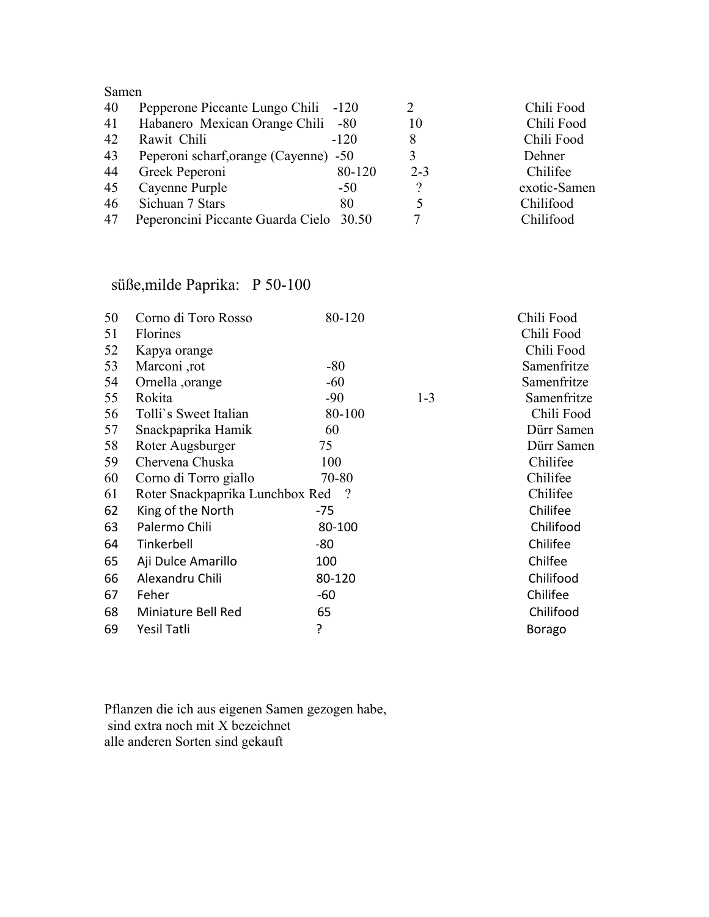Samen

| | | | | |
|---|---|---|---|---|
| 40 | Pepperone Piccante Lungo Chili | -120 | 2 | Chili Food |
| 41 | Habanero Mexican Orange Chili | -80 | 10 | Chili Food |
| 42 | Rawit Chili | -120 | 8 | Chili Food |
| 43 | Peperoni scharf,orange (Cayenne) | -50 | 3 | Dehner |
| 44 | Greek Peperoni | 80-120 | 2-3 | Chilifee |
| 45 | Cayenne Purple | -50 | ? | exotic-Samen |
| 46 | Sichuan 7 Stars | 80 | 5 | Chilifood |
| 47 | Peperoncini Piccante Guarda Cielo | 30.50 | 7 | Chilifood |

süße,milde Paprika: P 50-100

| | | | | |
|---|---|---|---|---|
| 50 | Corno di Toro Rosso | 80-120 | | Chili Food |
| 51 | Florines | | | Chili Food |
| 52 | Kapya orange | | | Chili Food |
| 53 | Marconi ,rot | -80 | | Samenfritze |
| 54 | Ornella ,orange | -60 | | Samenfritze |
| 55 | Rokita | -90 | 1-3 | Samenfritze |
| 56 | Tolli`s Sweet Italian | 80-100 | | Chili Food |
| 57 | Snackpaprika Hamik | 60 | | Dürr Samen |
| 58 | Roter Augsburger | 75 | | Dürr Samen |
| 59 | Chervena Chuska | 100 | | Chilifee |
| 60 | Corno di Torro giallo | 70-80 | | Chilifee |
| 61 | Roter Snackpaprika Lunchbox Red | ? | | Chilifee |
| 62 | King of the North | -75 | | Chilifee |
| 63 | Palermo Chili | 80-100 | | Chilifood |
| 64 | Tinkerbell | -80 | | Chilifee |
| 65 | Aji Dulce Amarillo | 100 | | Chilfee |
| 66 | Alexandru Chili | 80-120 | | Chilifood |
| 67 | Feher | -60 | | Chilifee |
| 68 | Miniature Bell Red | 65 | | Chilifood |
| 69 | Yesil Tatli | ? | | Borago |

Pflanzen die ich aus eigenen Samen gezogen habe,
sind extra noch mit X bezeichnet
alle anderen Sorten sind gekauft